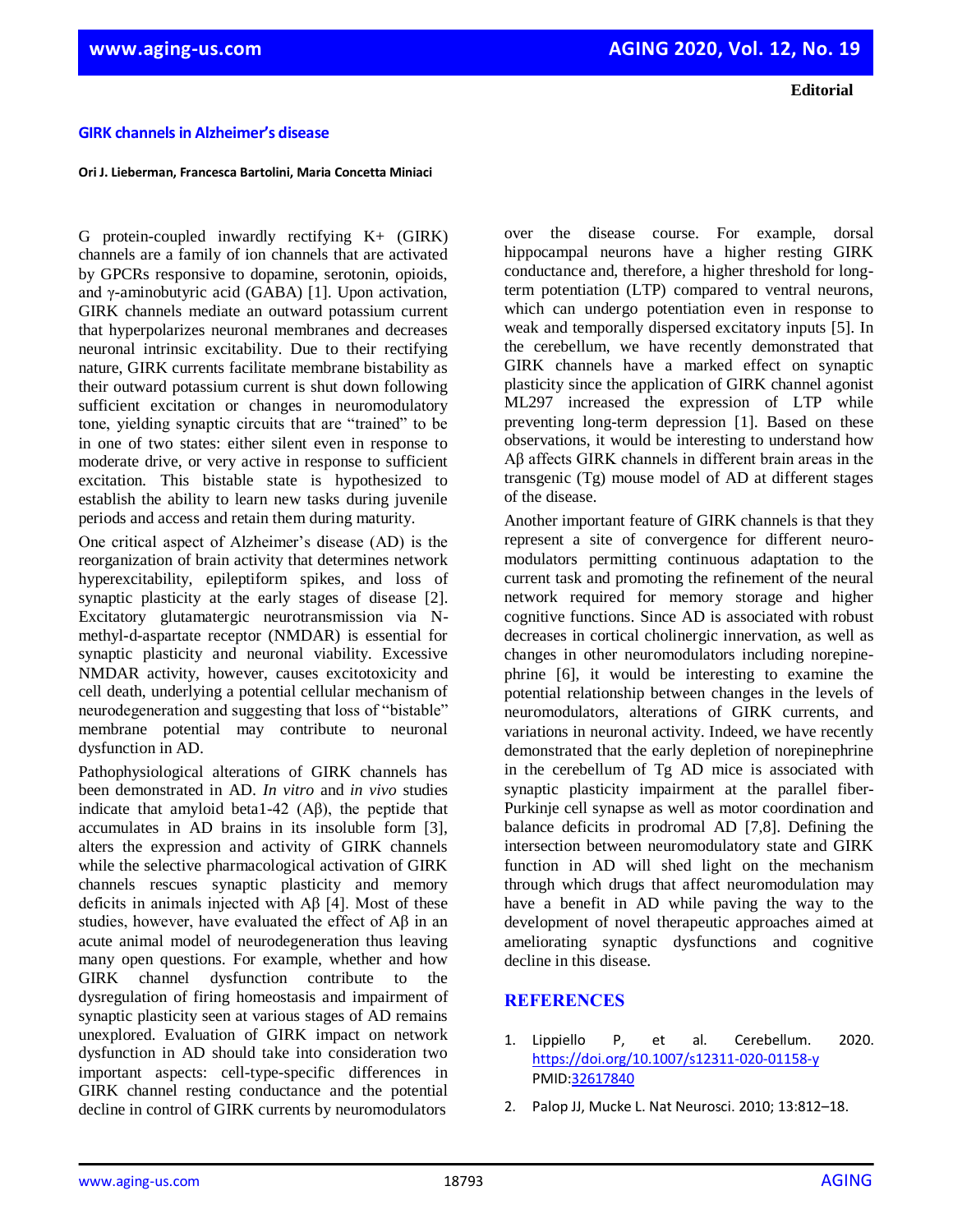**Editorial**

# GIRK channels in Alzheimer's disease

**Ori J. Lieberman, Francesca Bartolini, Maria Concetta Miniaci**

G protein-coupled inwardly rectifying K+ (GIRK) channels are a family of ion channels that are activated by GPCRs responsive to dopamine, serotonin, opioids, and γ-aminobutyric acid (GABA) [1]. Upon activation, GIRK channels mediate an outward potassium current that hyperpolarizes neuronal membranes and decreases neuronal intrinsic excitability. Due to their rectifying nature, GIRK currents facilitate membrane bistability as their outward potassium current is shut down following sufficient excitation or changes in neuromodulatory tone, yielding synaptic circuits that are "trained" to be in one of two states: either silent even in response to moderate drive, or very active in response to sufficient excitation. This bistable state is hypothesized to establish the ability to learn new tasks during juvenile periods and access and retain them during maturity.

One critical aspect of Alzheimer's disease (AD) is the reorganization of brain activity that determines network hyperexcitability, epileptiform spikes, and loss of synaptic plasticity at the early stages of disease [2]. Excitatory glutamatergic neurotransmission via N-methyl-d-aspartate receptor (NMDAR) is essential for synaptic plasticity and neuronal viability. Excessive NMDAR activity, however, causes excitotoxicity and cell death, underlying a potential cellular mechanism of neurodegeneration and suggesting that loss of "bistable" membrane potential may contribute to neuronal dysfunction in AD.

Pathophysiological alterations of GIRK channels has been demonstrated in AD. *In vitro* and *in vivo* studies indicate that amyloid beta1-42 (Aβ), the peptide that accumulates in AD brains in its insoluble form [3], alters the expression and activity of GIRK channels while the selective pharmacological activation of GIRK channels rescues synaptic plasticity and memory deficits in animals injected with Aβ [4]. Most of these studies, however, have evaluated the effect of Aβ in an acute animal model of neurodegeneration thus leaving many open questions. For example, whether and how GIRK channel dysfunction contribute to the dysregulation of firing homeostasis and impairment of synaptic plasticity seen at various stages of AD remains unexplored. Evaluation of GIRK impact on network dysfunction in AD should take into consideration two important aspects: cell-type-specific differences in GIRK channel resting conductance and the potential decline in control of GIRK currents by neuromodulators over the disease course. For example, dorsal hippocampal neurons have a higher resting GIRK conductance and, therefore, a higher threshold for long-term potentiation (LTP) compared to ventral neurons, which can undergo potentiation even in response to weak and temporally dispersed excitatory inputs [5]. In the cerebellum, we have recently demonstrated that GIRK channels have a marked effect on synaptic plasticity since the application of GIRK channel agonist ML297 increased the expression of LTP while preventing long-term depression [1]. Based on these observations, it would be interesting to understand how Aβ affects GIRK channels in different brain areas in the transgenic (Tg) mouse model of AD at different stages of the disease.

Another important feature of GIRK channels is that they represent a site of convergence for different neuro-modulators permitting continuous adaptation to the current task and promoting the refinement of the neural network required for memory storage and higher cognitive functions. Since AD is associated with robust decreases in cortical cholinergic innervation, as well as changes in other neuromodulators including norepine-phrine [6], it would be interesting to examine the potential relationship between changes in the levels of neuromodulators, alterations of GIRK currents, and variations in neuronal activity. Indeed, we have recently demonstrated that the early depletion of norepinephrine in the cerebellum of Tg AD mice is associated with synaptic plasticity impairment at the parallel fiber-Purkinje cell synapse as well as motor coordination and balance deficits in prodromal AD [7,8]. Defining the intersection between neuromodulatory state and GIRK function in AD will shed light on the mechanism through which drugs that affect neuromodulation may have a benefit in AD while paving the way to the development of novel therapeutic approaches aimed at ameliorating synaptic dysfunctions and cognitive decline in this disease.

## REFERENCES

1. Lippiello P, et al. Cerebellum. 2020. https://doi.org/10.1007/s12311-020-01158-y PMID:32617840
2. Palop JJ, Mucke L. Nat Neurosci. 2010; 13:812–18.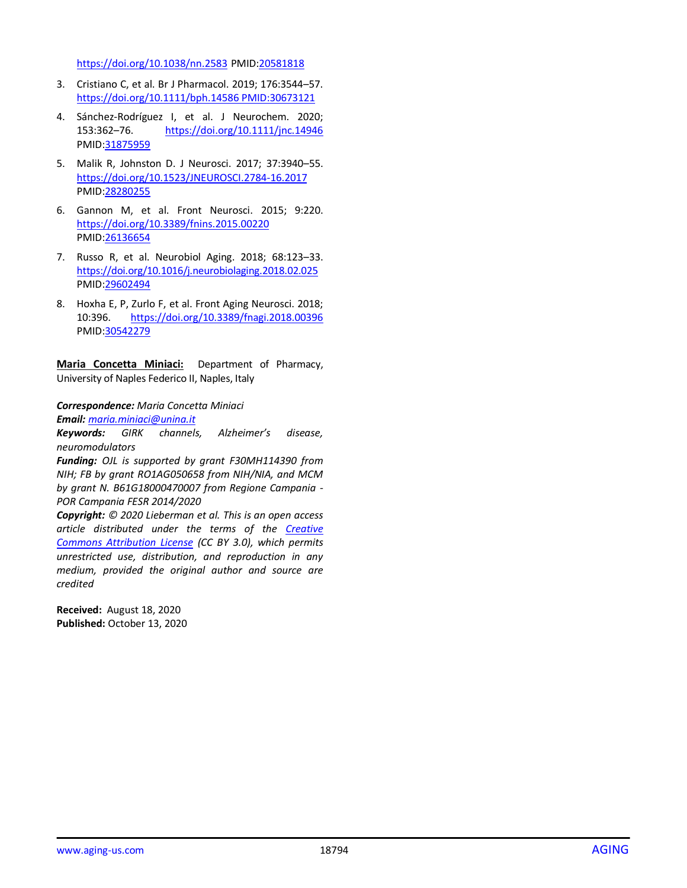https://doi.org/10.1038/nn.2583 PMID:20581818

3. Cristiano C, et al. Br J Pharmacol. 2019; 176:3544–57. https://doi.org/10.1111/bph.14586 PMID:30673121

4. Sánchez-Rodríguez I, et al. J Neurochem. 2020; 153:362–76. https://doi.org/10.1111/jnc.14946 PMID:31875959

5. Malik R, Johnston D. J Neurosci. 2017; 37:3940–55. https://doi.org/10.1523/JNEUROSCI.2784-16.2017 PMID:28280255

6. Gannon M, et al. Front Neurosci. 2015; 9:220. https://doi.org/10.3389/fnins.2015.00220 PMID:26136654

7. Russo R, et al. Neurobiol Aging. 2018; 68:123–33. https://doi.org/10.1016/j.neurobiolaging.2018.02.025 PMID:29602494

8. Hoxha E, P, Zurlo F, et al. Front Aging Neurosci. 2018; 10:396. https://doi.org/10.3389/fnagi.2018.00396 PMID:30542279

**Maria Concetta Miniaci:** Department of Pharmacy, University of Naples Federico II, Naples, Italy

***Correspondence:*** *Maria Concetta Miniaci*
***Email:*** *maria.miniaci@unina.it*
***Keywords:*** *GIRK channels, Alzheimer's disease, neuromodulators*
***Funding:*** *OJL is supported by grant F30MH114390 from NIH; FB by grant RO1AG050658 from NIH/NIA, and MCM by grant N. B61G18000470007 from Regione Campania - POR Campania FESR 2014/2020*
***Copyright:*** *© 2020 Lieberman et al. This is an open access article distributed under the terms of the Creative Commons Attribution License (CC BY 3.0), which permits unrestricted use, distribution, and reproduction in any medium, provided the original author and source are credited*

**Received:** August 18, 2020
**Published:** October 13, 2020